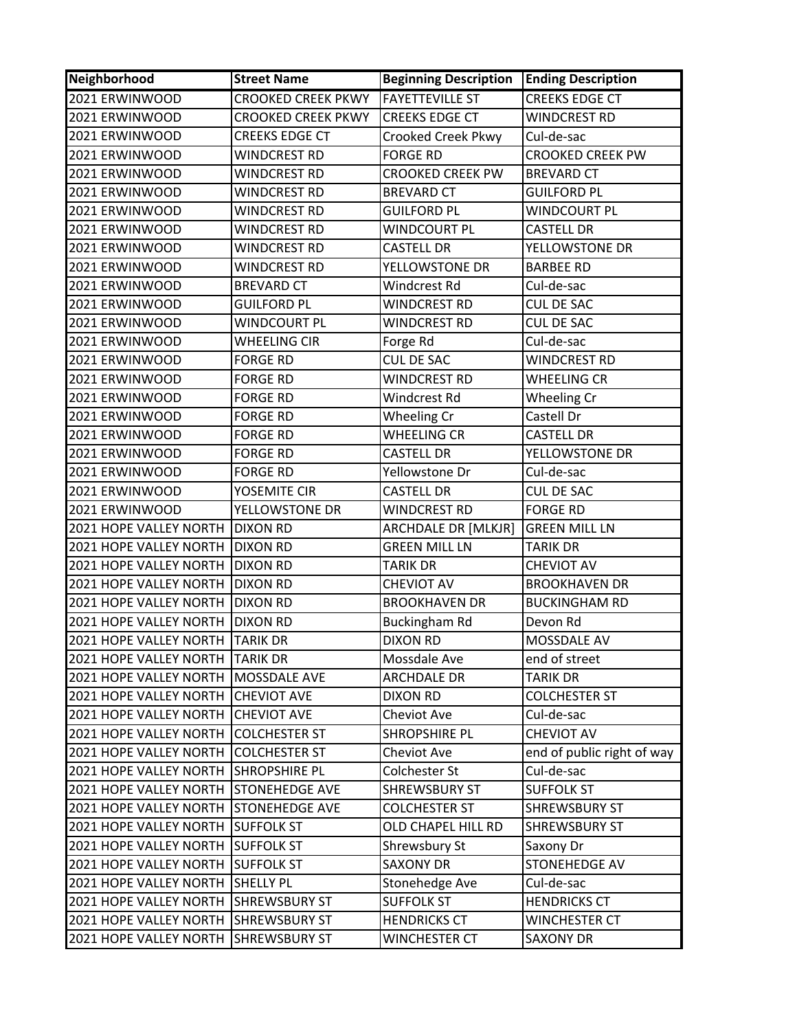| Neighborhood | Street Name | Beginning Description | Ending Description |
|---|---|---|---|
| 2021 ERWINWOOD | CROOKED CREEK PKWY | FAYETTEVILLE ST | CREEKS EDGE CT |
| 2021 ERWINWOOD | CROOKED CREEK PKWY | CREEKS EDGE CT | WINDCREST RD |
| 2021 ERWINWOOD | CREEKS EDGE CT | Crooked Creek Pkwy | Cul-de-sac |
| 2021 ERWINWOOD | WINDCREST RD | FORGE RD | CROOKED CREEK PW |
| 2021 ERWINWOOD | WINDCREST RD | CROOKED CREEK PW | BREVARD CT |
| 2021 ERWINWOOD | WINDCREST RD | BREVARD CT | GUILFORD PL |
| 2021 ERWINWOOD | WINDCREST RD | GUILFORD PL | WINDCOURT PL |
| 2021 ERWINWOOD | WINDCREST RD | WINDCOURT PL | CASTELL DR |
| 2021 ERWINWOOD | WINDCREST RD | CASTELL DR | YELLOWSTONE DR |
| 2021 ERWINWOOD | WINDCREST RD | YELLOWSTONE DR | BARBEE RD |
| 2021 ERWINWOOD | BREVARD CT | Windcrest Rd | Cul-de-sac |
| 2021 ERWINWOOD | GUILFORD PL | WINDCREST RD | CUL DE SAC |
| 2021 ERWINWOOD | WINDCOURT PL | WINDCREST RD | CUL DE SAC |
| 2021 ERWINWOOD | WHEELING CIR | Forge Rd | Cul-de-sac |
| 2021 ERWINWOOD | FORGE RD | CUL DE SAC | WINDCREST RD |
| 2021 ERWINWOOD | FORGE RD | WINDCREST RD | WHEELING CR |
| 2021 ERWINWOOD | FORGE RD | Windcrest Rd | Wheeling Cr |
| 2021 ERWINWOOD | FORGE RD | Wheeling Cr | Castell Dr |
| 2021 ERWINWOOD | FORGE RD | WHEELING CR | CASTELL DR |
| 2021 ERWINWOOD | FORGE RD | CASTELL DR | YELLOWSTONE DR |
| 2021 ERWINWOOD | FORGE RD | Yellowstone Dr | Cul-de-sac |
| 2021 ERWINWOOD | YOSEMITE CIR | CASTELL DR | CUL DE SAC |
| 2021 ERWINWOOD | YELLOWSTONE DR | WINDCREST RD | FORGE RD |
| 2021 HOPE VALLEY NORTH | DIXON RD | ARCHDALE DR [MLKJR] | GREEN MILL LN |
| 2021 HOPE VALLEY NORTH | DIXON RD | GREEN MILL LN | TARIK DR |
| 2021 HOPE VALLEY NORTH | DIXON RD | TARIK DR | CHEVIOT AV |
| 2021 HOPE VALLEY NORTH | DIXON RD | CHEVIOT AV | BROOKHAVEN DR |
| 2021 HOPE VALLEY NORTH | DIXON RD | BROOKHAVEN DR | BUCKINGHAM RD |
| 2021 HOPE VALLEY NORTH | DIXON RD | Buckingham Rd | Devon Rd |
| 2021 HOPE VALLEY NORTH | TARIK DR | DIXON RD | MOSSDALE AV |
| 2021 HOPE VALLEY NORTH | TARIK DR | Mossdale Ave | end of street |
| 2021 HOPE VALLEY NORTH | MOSSDALE AVE | ARCHDALE DR | TARIK DR |
| 2021 HOPE VALLEY NORTH | CHEVIOT AVE | DIXON RD | COLCHESTER ST |
| 2021 HOPE VALLEY NORTH | CHEVIOT AVE | Cheviot Ave | Cul-de-sac |
| 2021 HOPE VALLEY NORTH | COLCHESTER ST | SHROPSHIRE PL | CHEVIOT AV |
| 2021 HOPE VALLEY NORTH | COLCHESTER ST | Cheviot Ave | end of public right of way |
| 2021 HOPE VALLEY NORTH | SHROPSHIRE PL | Colchester St | Cul-de-sac |
| 2021 HOPE VALLEY NORTH | STONEHEDGE AVE | SHREWSBURY ST | SUFFOLK ST |
| 2021 HOPE VALLEY NORTH | STONEHEDGE AVE | COLCHESTER ST | SHREWSBURY ST |
| 2021 HOPE VALLEY NORTH | SUFFOLK ST | OLD CHAPEL HILL RD | SHREWSBURY ST |
| 2021 HOPE VALLEY NORTH | SUFFOLK ST | Shrewsbury St | Saxony Dr |
| 2021 HOPE VALLEY NORTH | SUFFOLK ST | SAXONY DR | STONEHEDGE AV |
| 2021 HOPE VALLEY NORTH | SHELLY PL | Stonehedge Ave | Cul-de-sac |
| 2021 HOPE VALLEY NORTH | SHREWSBURY ST | SUFFOLK ST | HENDRICKS CT |
| 2021 HOPE VALLEY NORTH | SHREWSBURY ST | HENDRICKS CT | WINCHESTER CT |
| 2021 HOPE VALLEY NORTH | SHREWSBURY ST | WINCHESTER CT | SAXONY DR |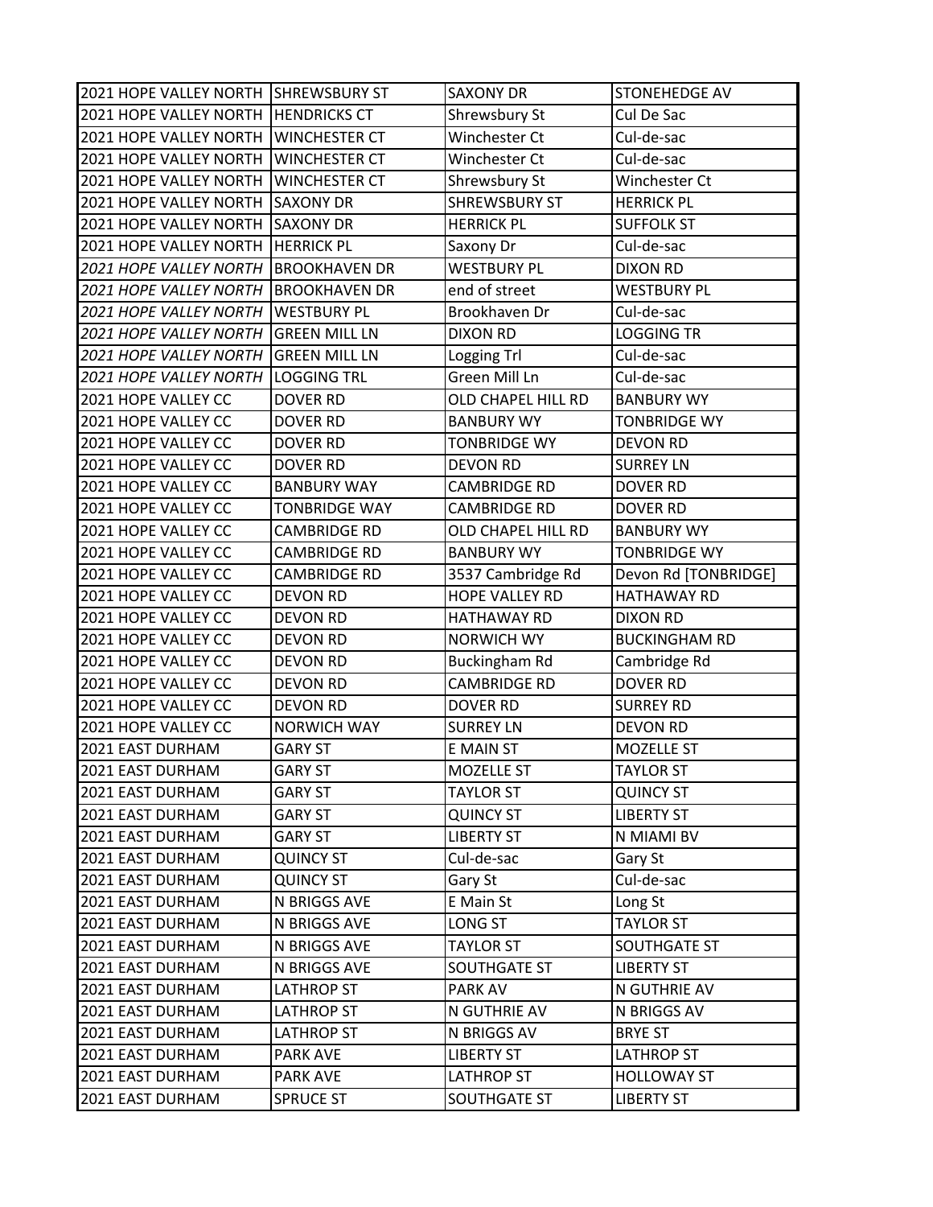| | | | |
|---|---|---|---|
| 2021 HOPE VALLEY NORTH | SHREWSBURY ST | SAXONY DR | STONEHEDGE AV |
| 2021 HOPE VALLEY NORTH | HENDRICKS CT | Shrewsbury St | Cul De Sac |
| 2021 HOPE VALLEY NORTH | WINCHESTER CT | Winchester Ct | Cul-de-sac |
| 2021 HOPE VALLEY NORTH | WINCHESTER CT | Winchester Ct | Cul-de-sac |
| 2021 HOPE VALLEY NORTH | WINCHESTER CT | Shrewsbury St | Winchester Ct |
| 2021 HOPE VALLEY NORTH | SAXONY DR | SHREWSBURY ST | HERRICK PL |
| 2021 HOPE VALLEY NORTH | SAXONY DR | HERRICK PL | SUFFOLK ST |
| 2021 HOPE VALLEY NORTH | HERRICK PL | Saxony Dr | Cul-de-sac |
| *2021 HOPE VALLEY NORTH* | BROOKHAVEN DR | WESTBURY PL | DIXON RD |
| *2021 HOPE VALLEY NORTH* | BROOKHAVEN DR | end of street | WESTBURY PL |
| *2021 HOPE VALLEY NORTH* | WESTBURY PL | Brookhaven Dr | Cul-de-sac |
| *2021 HOPE VALLEY NORTH* | GREEN MILL LN | DIXON RD | LOGGING TR |
| *2021 HOPE VALLEY NORTH* | GREEN MILL LN | Logging Trl | Cul-de-sac |
| *2021 HOPE VALLEY NORTH* | LOGGING TRL | Green Mill Ln | Cul-de-sac |
| 2021 HOPE VALLEY CC | DOVER RD | OLD CHAPEL HILL RD | BANBURY WY |
| 2021 HOPE VALLEY CC | DOVER RD | BANBURY WY | TONBRIDGE WY |
| 2021 HOPE VALLEY CC | DOVER RD | TONBRIDGE WY | DEVON RD |
| 2021 HOPE VALLEY CC | DOVER RD | DEVON RD | SURREY LN |
| 2021 HOPE VALLEY CC | BANBURY WAY | CAMBRIDGE RD | DOVER RD |
| 2021 HOPE VALLEY CC | TONBRIDGE WAY | CAMBRIDGE RD | DOVER RD |
| 2021 HOPE VALLEY CC | CAMBRIDGE RD | OLD CHAPEL HILL RD | BANBURY WY |
| 2021 HOPE VALLEY CC | CAMBRIDGE RD | BANBURY WY | TONBRIDGE WY |
| 2021 HOPE VALLEY CC | CAMBRIDGE RD | 3537 Cambridge Rd | Devon Rd [TONBRIDGE] |
| 2021 HOPE VALLEY CC | DEVON RD | HOPE VALLEY RD | HATHAWAY RD |
| 2021 HOPE VALLEY CC | DEVON RD | HATHAWAY RD | DIXON RD |
| 2021 HOPE VALLEY CC | DEVON RD | NORWICH WY | BUCKINGHAM RD |
| 2021 HOPE VALLEY CC | DEVON RD | Buckingham Rd | Cambridge Rd |
| 2021 HOPE VALLEY CC | DEVON RD | CAMBRIDGE RD | DOVER RD |
| 2021 HOPE VALLEY CC | DEVON RD | DOVER RD | SURREY RD |
| 2021 HOPE VALLEY CC | NORWICH WAY | SURREY LN | DEVON RD |
| 2021 EAST DURHAM | GARY ST | E MAIN ST | MOZELLE ST |
| 2021 EAST DURHAM | GARY ST | MOZELLE ST | TAYLOR ST |
| 2021 EAST DURHAM | GARY ST | TAYLOR ST | QUINCY ST |
| 2021 EAST DURHAM | GARY ST | QUINCY ST | LIBERTY ST |
| 2021 EAST DURHAM | GARY ST | LIBERTY ST | N MIAMI BV |
| 2021 EAST DURHAM | QUINCY ST | Cul-de-sac | Gary St |
| 2021 EAST DURHAM | QUINCY ST | Gary St | Cul-de-sac |
| 2021 EAST DURHAM | N BRIGGS AVE | E Main St | Long St |
| 2021 EAST DURHAM | N BRIGGS AVE | LONG ST | TAYLOR ST |
| 2021 EAST DURHAM | N BRIGGS AVE | TAYLOR ST | SOUTHGATE ST |
| 2021 EAST DURHAM | N BRIGGS AVE | SOUTHGATE ST | LIBERTY ST |
| 2021 EAST DURHAM | LATHROP ST | PARK AV | N GUTHRIE AV |
| 2021 EAST DURHAM | LATHROP ST | N GUTHRIE AV | N BRIGGS AV |
| 2021 EAST DURHAM | LATHROP ST | N BRIGGS AV | BRYE ST |
| 2021 EAST DURHAM | PARK AVE | LIBERTY ST | LATHROP ST |
| 2021 EAST DURHAM | PARK AVE | LATHROP ST | HOLLOWAY ST |
| 2021 EAST DURHAM | SPRUCE ST | SOUTHGATE ST | LIBERTY ST |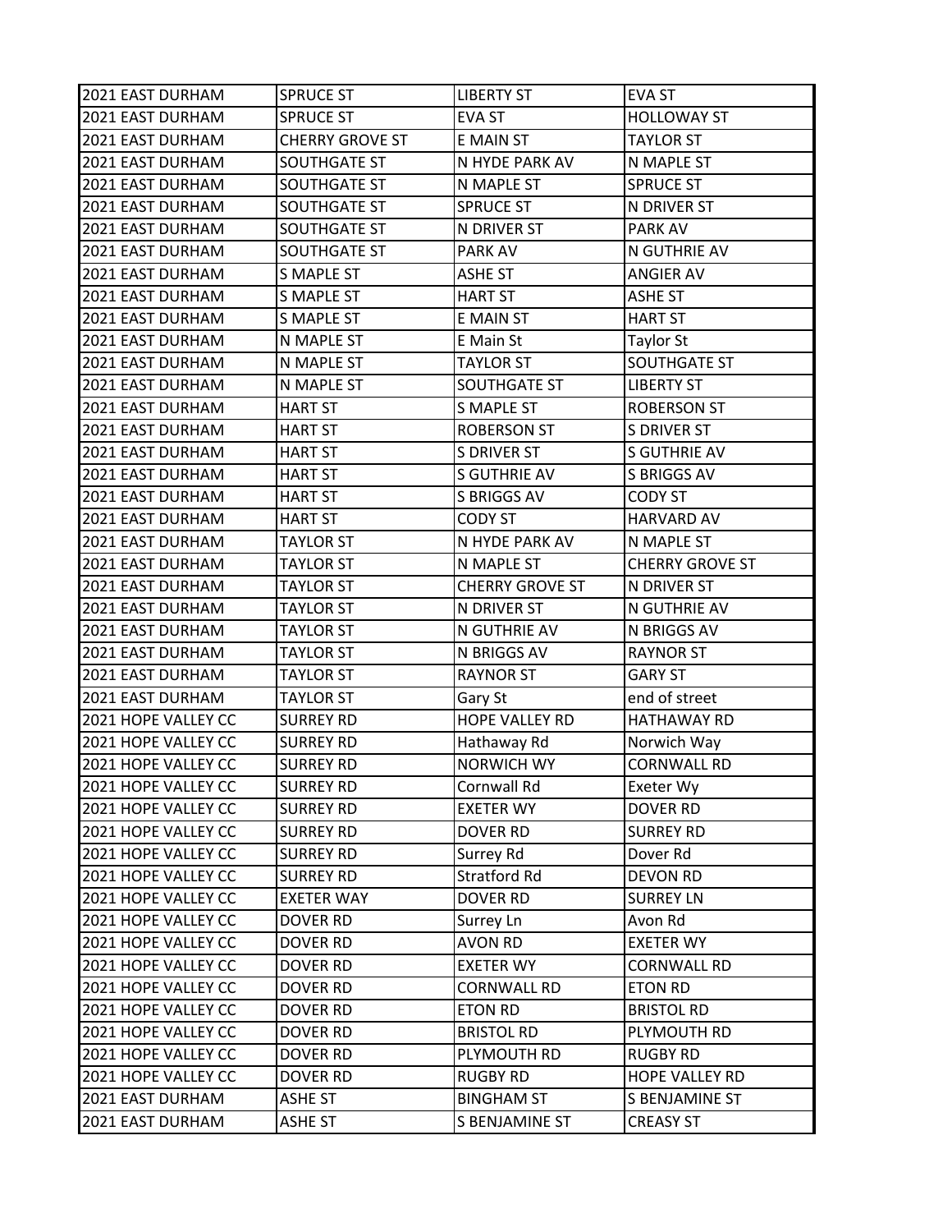| 2021 EAST DURHAM | SPRUCE ST | LIBERTY ST | EVA ST |
|---|---|---|---|
| 2021 EAST DURHAM | SPRUCE ST | EVA ST | HOLLOWAY ST |
| 2021 EAST DURHAM | CHERRY GROVE ST | E MAIN ST | TAYLOR ST |
| 2021 EAST DURHAM | SOUTHGATE ST | N HYDE PARK AV | N MAPLE ST |
| 2021 EAST DURHAM | SOUTHGATE ST | N MAPLE ST | SPRUCE ST |
| 2021 EAST DURHAM | SOUTHGATE ST | SPRUCE ST | N DRIVER ST |
| 2021 EAST DURHAM | SOUTHGATE ST | N DRIVER ST | PARK AV |
| 2021 EAST DURHAM | SOUTHGATE ST | PARK AV | N GUTHRIE AV |
| 2021 EAST DURHAM | S MAPLE ST | ASHE ST | ANGIER AV |
| 2021 EAST DURHAM | S MAPLE ST | HART ST | ASHE ST |
| 2021 EAST DURHAM | S MAPLE ST | E MAIN ST | HART ST |
| 2021 EAST DURHAM | N MAPLE ST | E Main St | Taylor St |
| 2021 EAST DURHAM | N MAPLE ST | TAYLOR ST | SOUTHGATE ST |
| 2021 EAST DURHAM | N MAPLE ST | SOUTHGATE ST | LIBERTY ST |
| 2021 EAST DURHAM | HART ST | S MAPLE ST | ROBERSON ST |
| 2021 EAST DURHAM | HART ST | ROBERSON ST | S DRIVER ST |
| 2021 EAST DURHAM | HART ST | S DRIVER ST | S GUTHRIE AV |
| 2021 EAST DURHAM | HART ST | S GUTHRIE AV | S BRIGGS AV |
| 2021 EAST DURHAM | HART ST | S BRIGGS AV | CODY ST |
| 2021 EAST DURHAM | HART ST | CODY ST | HARVARD AV |
| 2021 EAST DURHAM | TAYLOR ST | N HYDE PARK AV | N MAPLE ST |
| 2021 EAST DURHAM | TAYLOR ST | N MAPLE ST | CHERRY GROVE ST |
| 2021 EAST DURHAM | TAYLOR ST | CHERRY GROVE ST | N DRIVER ST |
| 2021 EAST DURHAM | TAYLOR ST | N DRIVER ST | N GUTHRIE AV |
| 2021 EAST DURHAM | TAYLOR ST | N GUTHRIE AV | N BRIGGS AV |
| 2021 EAST DURHAM | TAYLOR ST | N BRIGGS AV | RAYNOR ST |
| 2021 EAST DURHAM | TAYLOR ST | RAYNOR ST | GARY ST |
| 2021 EAST DURHAM | TAYLOR ST | Gary St | end of street |
| 2021 HOPE VALLEY CC | SURREY RD | HOPE VALLEY RD | HATHAWAY RD |
| 2021 HOPE VALLEY CC | SURREY RD | Hathaway Rd | Norwich Way |
| 2021 HOPE VALLEY CC | SURREY RD | NORWICH WY | CORNWALL RD |
| 2021 HOPE VALLEY CC | SURREY RD | Cornwall Rd | Exeter Wy |
| 2021 HOPE VALLEY CC | SURREY RD | EXETER WY | DOVER RD |
| 2021 HOPE VALLEY CC | SURREY RD | DOVER RD | SURREY RD |
| 2021 HOPE VALLEY CC | SURREY RD | Surrey Rd | Dover Rd |
| 2021 HOPE VALLEY CC | SURREY RD | Stratford Rd | DEVON RD |
| 2021 HOPE VALLEY CC | EXETER WAY | DOVER RD | SURREY LN |
| 2021 HOPE VALLEY CC | DOVER RD | Surrey Ln | Avon Rd |
| 2021 HOPE VALLEY CC | DOVER RD | AVON RD | EXETER WY |
| 2021 HOPE VALLEY CC | DOVER RD | EXETER WY | CORNWALL RD |
| 2021 HOPE VALLEY CC | DOVER RD | CORNWALL RD | ETON RD |
| 2021 HOPE VALLEY CC | DOVER RD | ETON RD | BRISTOL RD |
| 2021 HOPE VALLEY CC | DOVER RD | BRISTOL RD | PLYMOUTH RD |
| 2021 HOPE VALLEY CC | DOVER RD | PLYMOUTH RD | RUGBY RD |
| 2021 HOPE VALLEY CC | DOVER RD | RUGBY RD | HOPE VALLEY RD |
| 2021 EAST DURHAM | ASHE ST | BINGHAM ST | S BENJAMINE ST |
| 2021 EAST DURHAM | ASHE ST | S BENJAMINE ST | CREASY ST |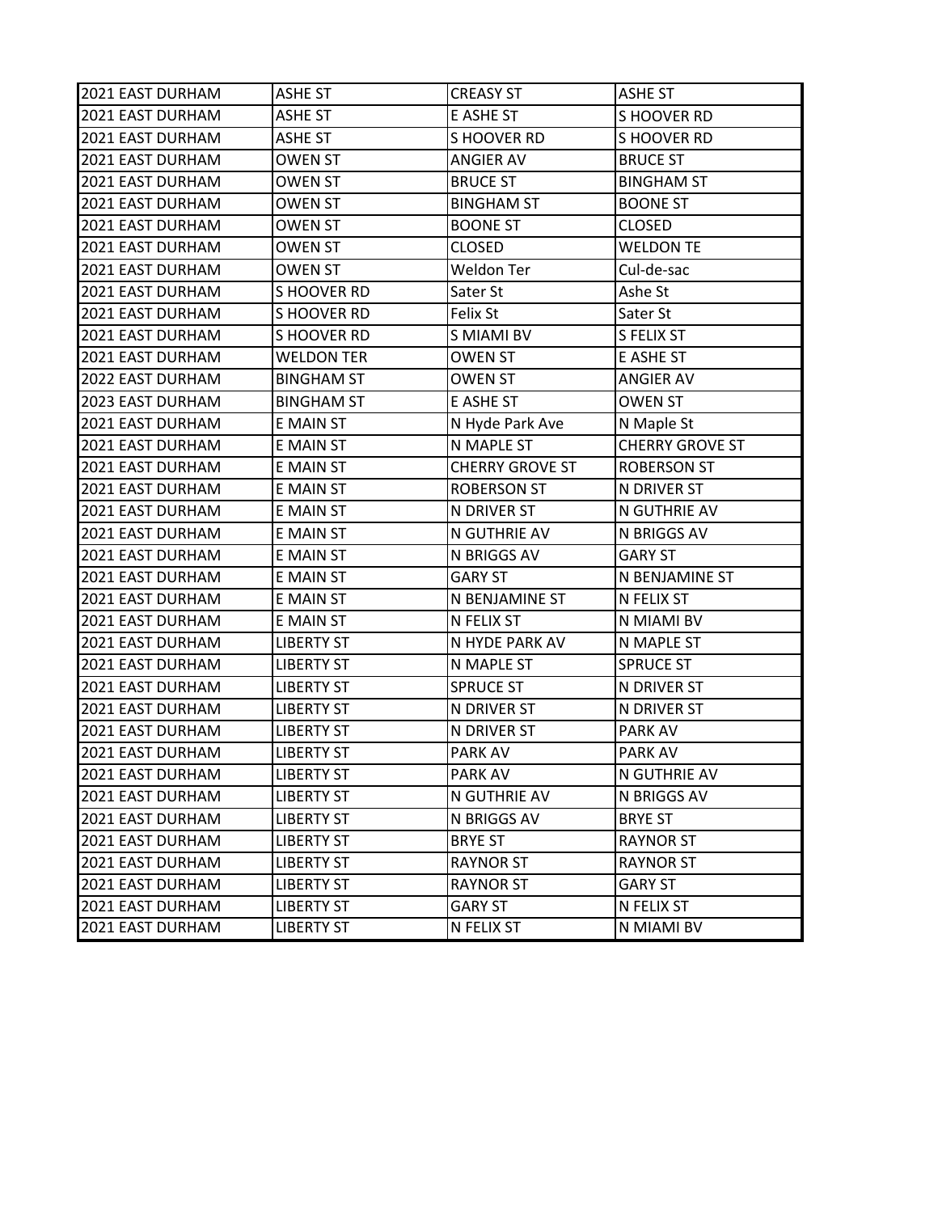| | | | |
|---|---|---|---|
| 2021 EAST DURHAM | ASHE ST | CREASY ST | ASHE ST |
| 2021 EAST DURHAM | ASHE ST | E ASHE ST | S HOOVER RD |
| 2021 EAST DURHAM | ASHE ST | S HOOVER RD | S HOOVER RD |
| 2021 EAST DURHAM | OWEN ST | ANGIER AV | BRUCE ST |
| 2021 EAST DURHAM | OWEN ST | BRUCE ST | BINGHAM ST |
| 2021 EAST DURHAM | OWEN ST | BINGHAM ST | BOONE ST |
| 2021 EAST DURHAM | OWEN ST | BOONE ST | CLOSED |
| 2021 EAST DURHAM | OWEN ST | CLOSED | WELDON TE |
| 2021 EAST DURHAM | OWEN ST | Weldon Ter | Cul-de-sac |
| 2021 EAST DURHAM | S HOOVER RD | Sater St | Ashe St |
| 2021 EAST DURHAM | S HOOVER RD | Felix St | Sater St |
| 2021 EAST DURHAM | S HOOVER RD | S MIAMI BV | S FELIX ST |
| 2021 EAST DURHAM | WELDON TER | OWEN ST | E ASHE ST |
| 2022 EAST DURHAM | BINGHAM ST | OWEN ST | ANGIER AV |
| 2023 EAST DURHAM | BINGHAM ST | E ASHE ST | OWEN ST |
| 2021 EAST DURHAM | E MAIN ST | N Hyde Park Ave | N Maple St |
| 2021 EAST DURHAM | E MAIN ST | N MAPLE ST | CHERRY GROVE ST |
| 2021 EAST DURHAM | E MAIN ST | CHERRY GROVE ST | ROBERSON ST |
| 2021 EAST DURHAM | E MAIN ST | ROBERSON ST | N DRIVER ST |
| 2021 EAST DURHAM | E MAIN ST | N DRIVER ST | N GUTHRIE AV |
| 2021 EAST DURHAM | E MAIN ST | N GUTHRIE AV | N BRIGGS AV |
| 2021 EAST DURHAM | E MAIN ST | N BRIGGS AV | GARY ST |
| 2021 EAST DURHAM | E MAIN ST | GARY ST | N BENJAMINE ST |
| 2021 EAST DURHAM | E MAIN ST | N BENJAMINE ST | N FELIX ST |
| 2021 EAST DURHAM | E MAIN ST | N FELIX ST | N MIAMI BV |
| 2021 EAST DURHAM | LIBERTY ST | N HYDE PARK AV | N MAPLE ST |
| 2021 EAST DURHAM | LIBERTY ST | N MAPLE ST | SPRUCE ST |
| 2021 EAST DURHAM | LIBERTY ST | SPRUCE ST | N DRIVER ST |
| 2021 EAST DURHAM | LIBERTY ST | N DRIVER ST | N DRIVER ST |
| 2021 EAST DURHAM | LIBERTY ST | N DRIVER ST | PARK AV |
| 2021 EAST DURHAM | LIBERTY ST | PARK AV | PARK AV |
| 2021 EAST DURHAM | LIBERTY ST | PARK AV | N GUTHRIE AV |
| 2021 EAST DURHAM | LIBERTY ST | N GUTHRIE AV | N BRIGGS AV |
| 2021 EAST DURHAM | LIBERTY ST | N BRIGGS AV | BRYE ST |
| 2021 EAST DURHAM | LIBERTY ST | BRYE ST | RAYNOR ST |
| 2021 EAST DURHAM | LIBERTY ST | RAYNOR ST | RAYNOR ST |
| 2021 EAST DURHAM | LIBERTY ST | RAYNOR ST | GARY ST |
| 2021 EAST DURHAM | LIBERTY ST | GARY ST | N FELIX ST |
| 2021 EAST DURHAM | LIBERTY ST | N FELIX ST | N MIAMI BV |